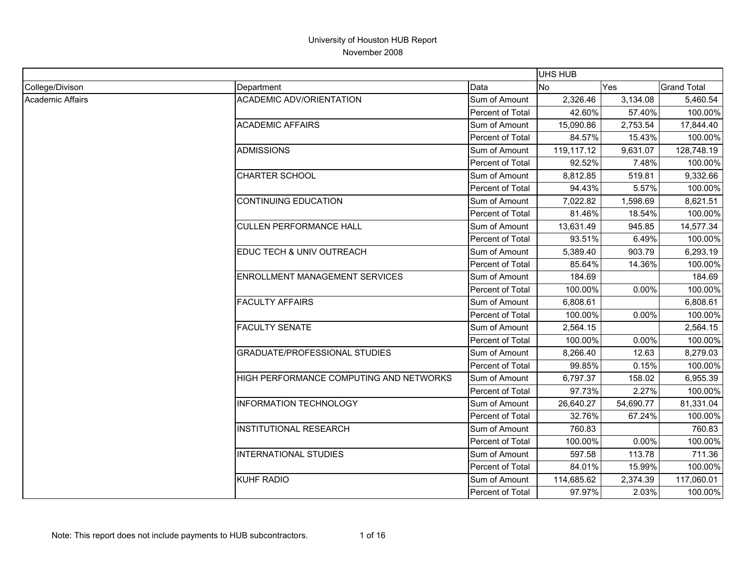# University of Houston HUB Report

November 2008

| | | | UHS HUB | | |
|---|---|---|---|---|---|
| College/Divison | Department | Data | No | Yes | Grand Total |
| Academic Affairs | ACADEMIC ADV/ORIENTATION | Sum of Amount | 2,326.46 | 3,134.08 | 5,460.54 |
| | | Percent of Total | 42.60% | 57.40% | 100.00% |
| | ACADEMIC AFFAIRS | Sum of Amount | 15,090.86 | 2,753.54 | 17,844.40 |
| | | Percent of Total | 84.57% | 15.43% | 100.00% |
| | ADMISSIONS | Sum of Amount | 119,117.12 | 9,631.07 | 128,748.19 |
| | | Percent of Total | 92.52% | 7.48% | 100.00% |
| | CHARTER SCHOOL | Sum of Amount | 8,812.85 | 519.81 | 9,332.66 |
| | | Percent of Total | 94.43% | 5.57% | 100.00% |
| | CONTINUING EDUCATION | Sum of Amount | 7,022.82 | 1,598.69 | 8,621.51 |
| | | Percent of Total | 81.46% | 18.54% | 100.00% |
| | CULLEN PERFORMANCE HALL | Sum of Amount | 13,631.49 | 945.85 | 14,577.34 |
| | | Percent of Total | 93.51% | 6.49% | 100.00% |
| | EDUC TECH & UNIV OUTREACH | Sum of Amount | 5,389.40 | 903.79 | 6,293.19 |
| | | Percent of Total | 85.64% | 14.36% | 100.00% |
| | ENROLLMENT MANAGEMENT SERVICES | Sum of Amount | 184.69 | | 184.69 |
| | | Percent of Total | 100.00% | 0.00% | 100.00% |
| | FACULTY AFFAIRS | Sum of Amount | 6,808.61 | | 6,808.61 |
| | | Percent of Total | 100.00% | 0.00% | 100.00% |
| | FACULTY SENATE | Sum of Amount | 2,564.15 | | 2,564.15 |
| | | Percent of Total | 100.00% | 0.00% | 100.00% |
| | GRADUATE/PROFESSIONAL STUDIES | Sum of Amount | 8,266.40 | 12.63 | 8,279.03 |
| | | Percent of Total | 99.85% | 0.15% | 100.00% |
| | HIGH PERFORMANCE COMPUTING AND NETWORKS | Sum of Amount | 6,797.37 | 158.02 | 6,955.39 |
| | | Percent of Total | 97.73% | 2.27% | 100.00% |
| | INFORMATION TECHNOLOGY | Sum of Amount | 26,640.27 | 54,690.77 | 81,331.04 |
| | | Percent of Total | 32.76% | 67.24% | 100.00% |
| | INSTITUTIONAL RESEARCH | Sum of Amount | 760.83 | | 760.83 |
| | | Percent of Total | 100.00% | 0.00% | 100.00% |
| | INTERNATIONAL STUDIES | Sum of Amount | 597.58 | 113.78 | 711.36 |
| | | Percent of Total | 84.01% | 15.99% | 100.00% |
| | KUHF RADIO | Sum of Amount | 114,685.62 | 2,374.39 | 117,060.01 |
| | | Percent of Total | 97.97% | 2.03% | 100.00% |

Note: This report does not include payments to HUB subcontractors.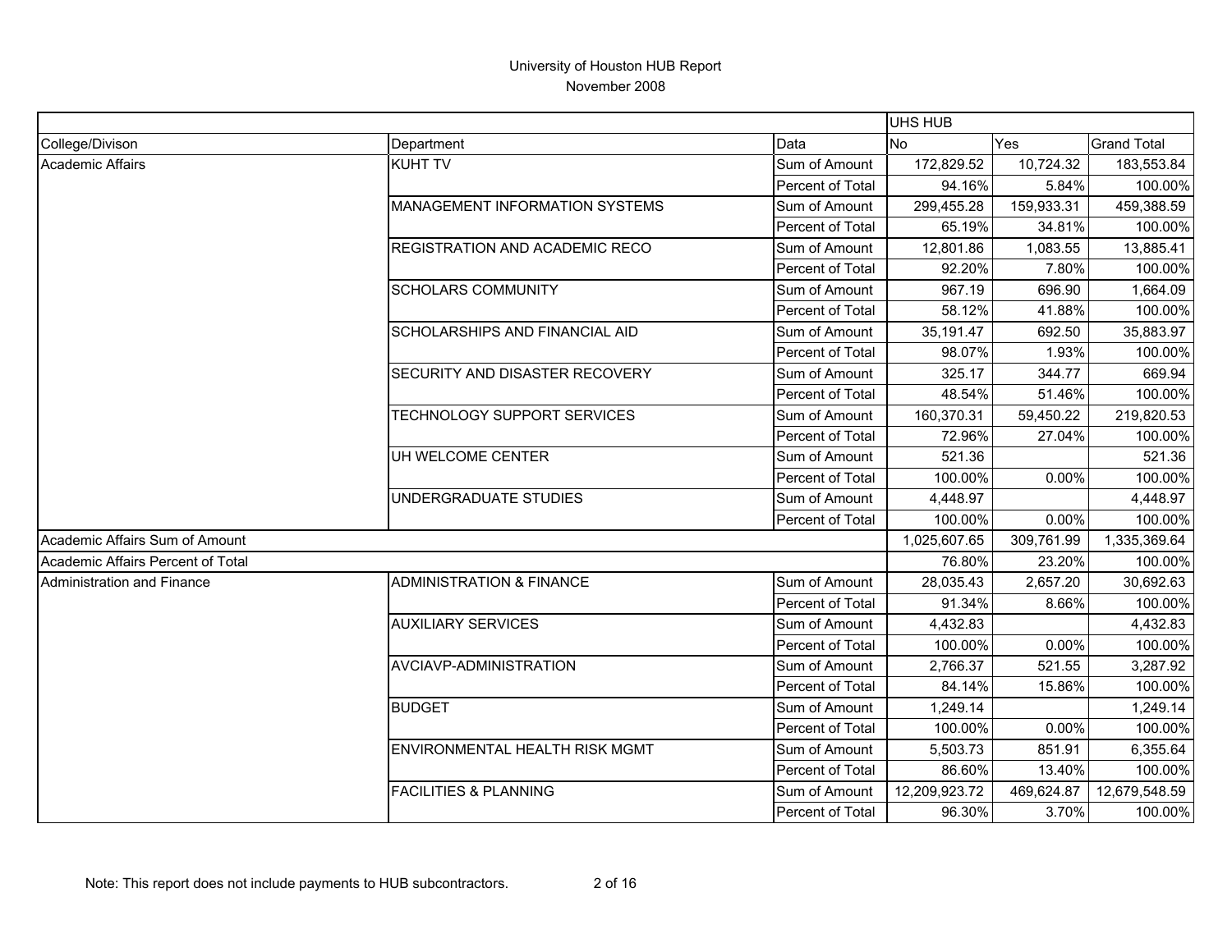# University of Houston HUB Report

November 2008

| | | | UHS HUB | | |
|---|---|---|---|---|---|
| College/Divison | Department | Data | No | Yes | Grand Total |
| Academic Affairs | KUHT TV | Sum of Amount | 172,829.52 | 10,724.32 | 183,553.84 |
| | | Percent of Total | 94.16% | 5.84% | 100.00% |
| | MANAGEMENT INFORMATION SYSTEMS | Sum of Amount | 299,455.28 | 159,933.31 | 459,388.59 |
| | | Percent of Total | 65.19% | 34.81% | 100.00% |
| | REGISTRATION AND ACADEMIC RECO | Sum of Amount | 12,801.86 | 1,083.55 | 13,885.41 |
| | | Percent of Total | 92.20% | 7.80% | 100.00% |
| | SCHOLARS COMMUNITY | Sum of Amount | 967.19 | 696.90 | 1,664.09 |
| | | Percent of Total | 58.12% | 41.88% | 100.00% |
| | SCHOLARSHIPS AND FINANCIAL AID | Sum of Amount | 35,191.47 | 692.50 | 35,883.97 |
| | | Percent of Total | 98.07% | 1.93% | 100.00% |
| | SECURITY AND DISASTER RECOVERY | Sum of Amount | 325.17 | 344.77 | 669.94 |
| | | Percent of Total | 48.54% | 51.46% | 100.00% |
| | TECHNOLOGY SUPPORT SERVICES | Sum of Amount | 160,370.31 | 59,450.22 | 219,820.53 |
| | | Percent of Total | 72.96% | 27.04% | 100.00% |
| | UH WELCOME CENTER | Sum of Amount | 521.36 | | 521.36 |
| | | Percent of Total | 100.00% | 0.00% | 100.00% |
| | UNDERGRADUATE STUDIES | Sum of Amount | 4,448.97 | | 4,448.97 |
| | | Percent of Total | 100.00% | 0.00% | 100.00% |
| Academic Affairs Sum of Amount | | | 1,025,607.65 | 309,761.99 | 1,335,369.64 |
| Academic Affairs Percent of Total | | | 76.80% | 23.20% | 100.00% |
| Administration and Finance | ADMINISTRATION & FINANCE | Sum of Amount | 28,035.43 | 2,657.20 | 30,692.63 |
| | | Percent of Total | 91.34% | 8.66% | 100.00% |
| | AUXILIARY SERVICES | Sum of Amount | 4,432.83 | | 4,432.83 |
| | | Percent of Total | 100.00% | 0.00% | 100.00% |
| | AVCIAVP-ADMINISTRATION | Sum of Amount | 2,766.37 | 521.55 | 3,287.92 |
| | | Percent of Total | 84.14% | 15.86% | 100.00% |
| | BUDGET | Sum of Amount | 1,249.14 | | 1,249.14 |
| | | Percent of Total | 100.00% | 0.00% | 100.00% |
| | ENVIRONMENTAL HEALTH RISK MGMT | Sum of Amount | 5,503.73 | 851.91 | 6,355.64 |
| | | Percent of Total | 86.60% | 13.40% | 100.00% |
| | FACILITIES & PLANNING | Sum of Amount | 12,209,923.72 | 469,624.87 | 12,679,548.59 |
| | | Percent of Total | 96.30% | 3.70% | 100.00% |

Note: This report does not include payments to HUB subcontractors.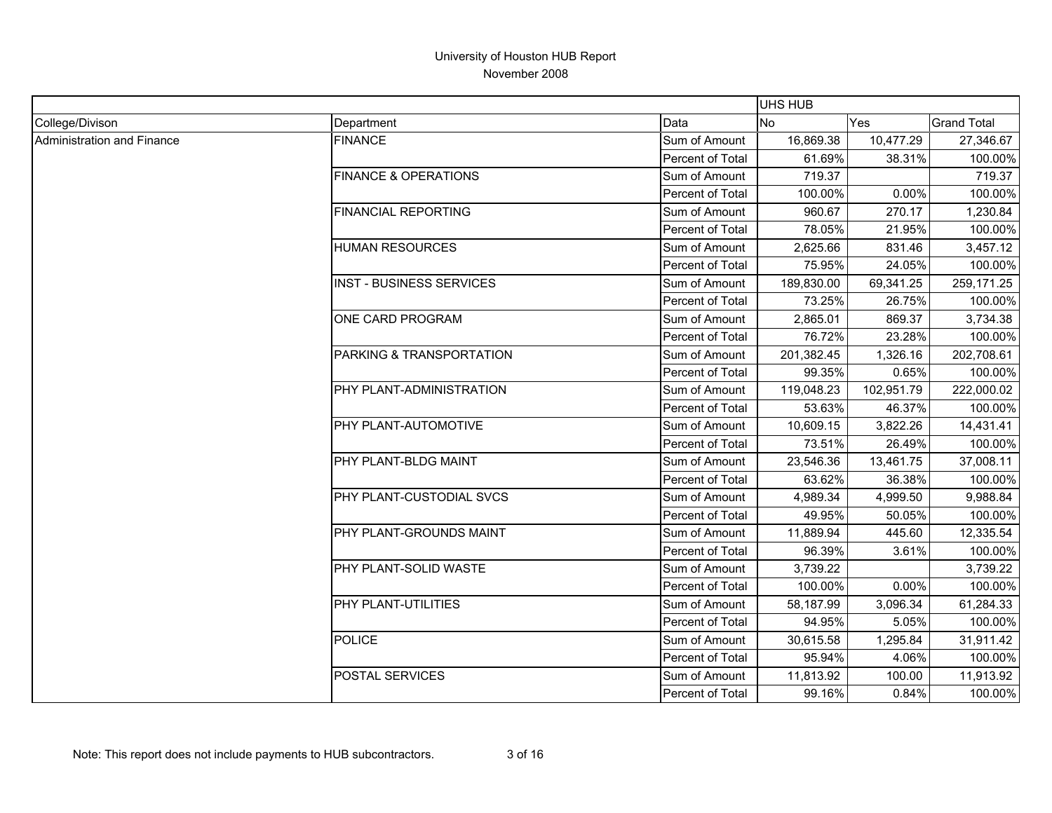University of Houston HUB Report
November 2008

| | | | UHS HUB | | |
|---|---|---|---|---|---|
| College/Divison | Department | Data | No | Yes | Grand Total |
| Administration and Finance | FINANCE | Sum of Amount | 16,869.38 | 10,477.29 | 27,346.67 |
| | | Percent of Total | 61.69% | 38.31% | 100.00% |
| | FINANCE & OPERATIONS | Sum of Amount | 719.37 | | 719.37 |
| | | Percent of Total | 100.00% | 0.00% | 100.00% |
| | FINANCIAL REPORTING | Sum of Amount | 960.67 | 270.17 | 1,230.84 |
| | | Percent of Total | 78.05% | 21.95% | 100.00% |
| | HUMAN RESOURCES | Sum of Amount | 2,625.66 | 831.46 | 3,457.12 |
| | | Percent of Total | 75.95% | 24.05% | 100.00% |
| | INST - BUSINESS SERVICES | Sum of Amount | 189,830.00 | 69,341.25 | 259,171.25 |
| | | Percent of Total | 73.25% | 26.75% | 100.00% |
| | ONE CARD PROGRAM | Sum of Amount | 2,865.01 | 869.37 | 3,734.38 |
| | | Percent of Total | 76.72% | 23.28% | 100.00% |
| | PARKING & TRANSPORTATION | Sum of Amount | 201,382.45 | 1,326.16 | 202,708.61 |
| | | Percent of Total | 99.35% | 0.65% | 100.00% |
| | PHY PLANT-ADMINISTRATION | Sum of Amount | 119,048.23 | 102,951.79 | 222,000.02 |
| | | Percent of Total | 53.63% | 46.37% | 100.00% |
| | PHY PLANT-AUTOMOTIVE | Sum of Amount | 10,609.15 | 3,822.26 | 14,431.41 |
| | | Percent of Total | 73.51% | 26.49% | 100.00% |
| | PHY PLANT-BLDG MAINT | Sum of Amount | 23,546.36 | 13,461.75 | 37,008.11 |
| | | Percent of Total | 63.62% | 36.38% | 100.00% |
| | PHY PLANT-CUSTODIAL SVCS | Sum of Amount | 4,989.34 | 4,999.50 | 9,988.84 |
| | | Percent of Total | 49.95% | 50.05% | 100.00% |
| | PHY PLANT-GROUNDS MAINT | Sum of Amount | 11,889.94 | 445.60 | 12,335.54 |
| | | Percent of Total | 96.39% | 3.61% | 100.00% |
| | PHY PLANT-SOLID WASTE | Sum of Amount | 3,739.22 | | 3,739.22 |
| | | Percent of Total | 100.00% | 0.00% | 100.00% |
| | PHY PLANT-UTILITIES | Sum of Amount | 58,187.99 | 3,096.34 | 61,284.33 |
| | | Percent of Total | 94.95% | 5.05% | 100.00% |
| | POLICE | Sum of Amount | 30,615.58 | 1,295.84 | 31,911.42 |
| | | Percent of Total | 95.94% | 4.06% | 100.00% |
| | POSTAL SERVICES | Sum of Amount | 11,813.92 | 100.00 | 11,913.92 |
| | | Percent of Total | 99.16% | 0.84% | 100.00% |

Note: This report does not include payments to HUB subcontractors.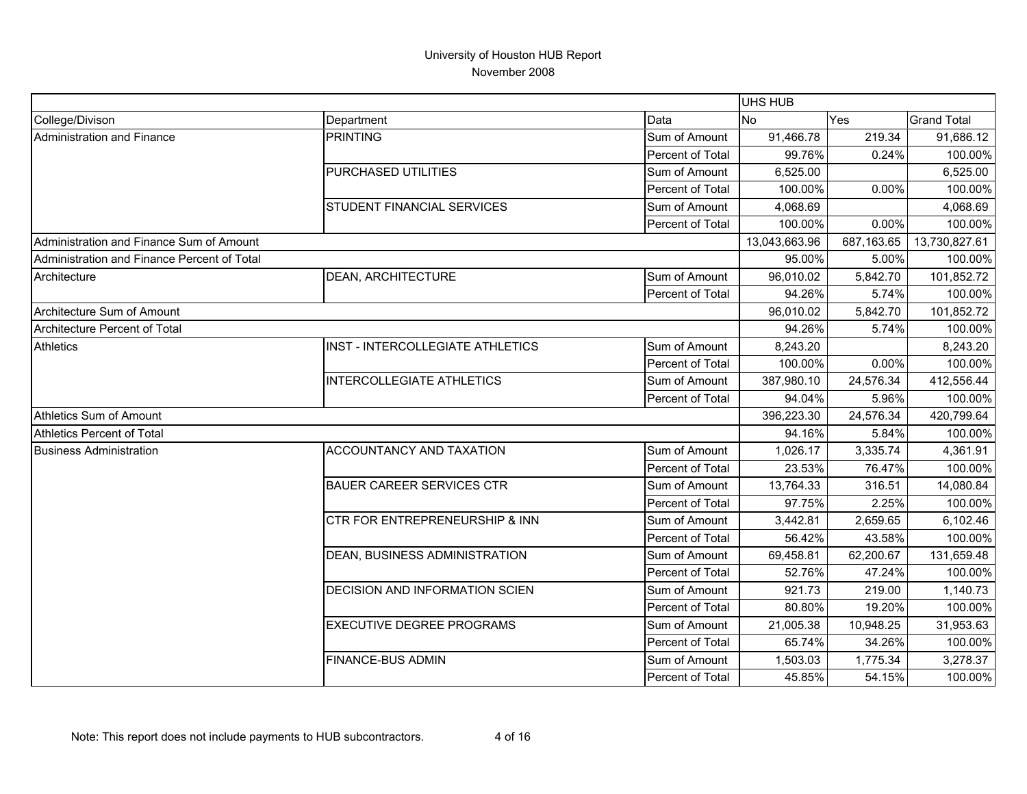University of Houston HUB Report
November 2008

| | | | UHS HUB | | |
|---|---|---|---|---|---|
| College/Divison | Department | Data | No | Yes | Grand Total |
| Administration and Finance | PRINTING | Sum of Amount | 91,466.78 | 219.34 | 91,686.12 |
| | | Percent of Total | 99.76% | 0.24% | 100.00% |
| | PURCHASED UTILITIES | Sum of Amount | 6,525.00 | | 6,525.00 |
| | | Percent of Total | 100.00% | 0.00% | 100.00% |
| | STUDENT FINANCIAL SERVICES | Sum of Amount | 4,068.69 | | 4,068.69 |
| | | Percent of Total | 100.00% | 0.00% | 100.00% |
| Administration and Finance Sum of Amount | | | 13,043,663.96 | 687,163.65 | 13,730,827.61 |
| Administration and Finance Percent of Total | | | 95.00% | 5.00% | 100.00% |
| Architecture | DEAN, ARCHITECTURE | Sum of Amount | 96,010.02 | 5,842.70 | 101,852.72 |
| | | Percent of Total | 94.26% | 5.74% | 100.00% |
| Architecture Sum of Amount | | | 96,010.02 | 5,842.70 | 101,852.72 |
| Architecture Percent of Total | | | 94.26% | 5.74% | 100.00% |
| Athletics | INST - INTERCOLLEGIATE ATHLETICS | Sum of Amount | 8,243.20 | | 8,243.20 |
| | | Percent of Total | 100.00% | 0.00% | 100.00% |
| | INTERCOLLEGIATE ATHLETICS | Sum of Amount | 387,980.10 | 24,576.34 | 412,556.44 |
| | | Percent of Total | 94.04% | 5.96% | 100.00% |
| Athletics Sum of Amount | | | 396,223.30 | 24,576.34 | 420,799.64 |
| Athletics Percent of Total | | | 94.16% | 5.84% | 100.00% |
| Business Administration | ACCOUNTANCY AND TAXATION | Sum of Amount | 1,026.17 | 3,335.74 | 4,361.91 |
| | | Percent of Total | 23.53% | 76.47% | 100.00% |
| | BAUER CAREER SERVICES CTR | Sum of Amount | 13,764.33 | 316.51 | 14,080.84 |
| | | Percent of Total | 97.75% | 2.25% | 100.00% |
| | CTR FOR ENTREPRENEURSHIP & INN | Sum of Amount | 3,442.81 | 2,659.65 | 6,102.46 |
| | | Percent of Total | 56.42% | 43.58% | 100.00% |
| | DEAN, BUSINESS ADMINISTRATION | Sum of Amount | 69,458.81 | 62,200.67 | 131,659.48 |
| | | Percent of Total | 52.76% | 47.24% | 100.00% |
| | DECISION AND INFORMATION SCIEN | Sum of Amount | 921.73 | 219.00 | 1,140.73 |
| | | Percent of Total | 80.80% | 19.20% | 100.00% |
| | EXECUTIVE DEGREE PROGRAMS | Sum of Amount | 21,005.38 | 10,948.25 | 31,953.63 |
| | | Percent of Total | 65.74% | 34.26% | 100.00% |
| | FINANCE-BUS ADMIN | Sum of Amount | 1,503.03 | 1,775.34 | 3,278.37 |
| | | Percent of Total | 45.85% | 54.15% | 100.00% |

Note: This report does not include payments to HUB subcontractors.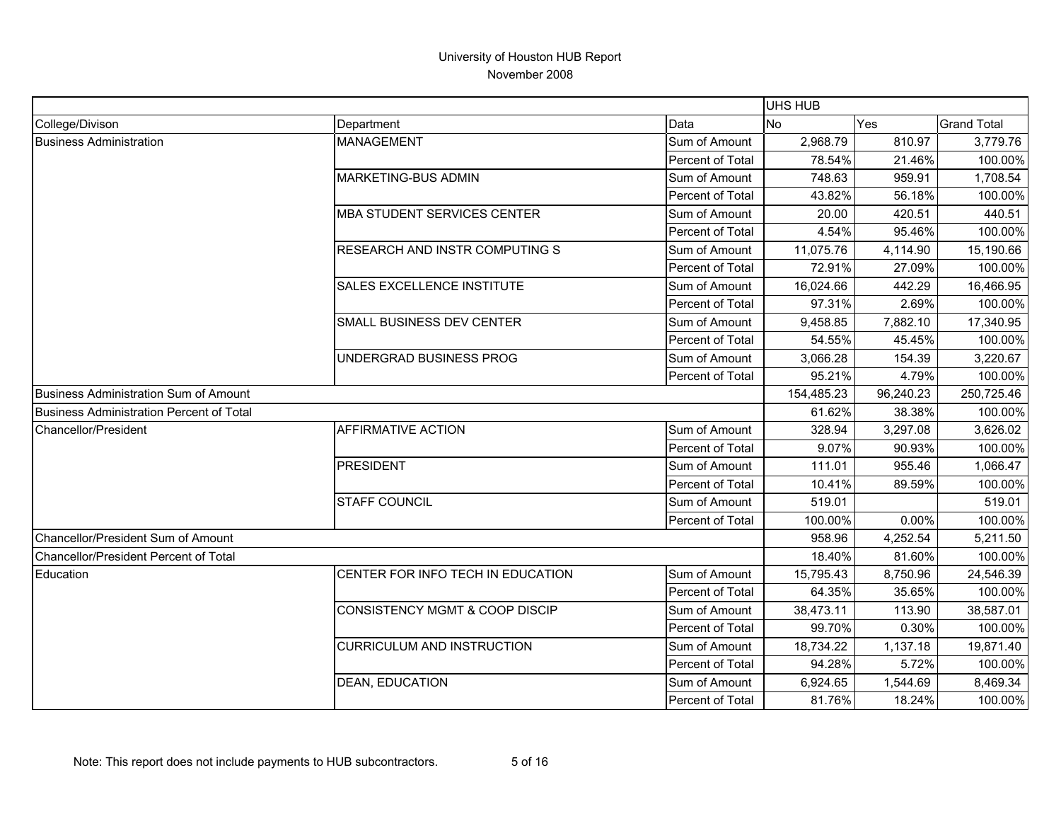# University of Houston HUB Report
## November 2008

| | | | UHS HUB | | |
|---|---|---|---|---|---|
| College/Divison | Department | Data | No | Yes | Grand Total |
| Business Administration | MANAGEMENT | Sum of Amount | 2,968.79 | 810.97 | 3,779.76 |
| | | Percent of Total | 78.54% | 21.46% | 100.00% |
| | MARKETING-BUS ADMIN | Sum of Amount | 748.63 | 959.91 | 1,708.54 |
| | | Percent of Total | 43.82% | 56.18% | 100.00% |
| | MBA STUDENT SERVICES CENTER | Sum of Amount | 20.00 | 420.51 | 440.51 |
| | | Percent of Total | 4.54% | 95.46% | 100.00% |
| | RESEARCH AND INSTR COMPUTING S | Sum of Amount | 11,075.76 | 4,114.90 | 15,190.66 |
| | | Percent of Total | 72.91% | 27.09% | 100.00% |
| | SALES EXCELLENCE INSTITUTE | Sum of Amount | 16,024.66 | 442.29 | 16,466.95 |
| | | Percent of Total | 97.31% | 2.69% | 100.00% |
| | SMALL BUSINESS DEV CENTER | Sum of Amount | 9,458.85 | 7,882.10 | 17,340.95 |
| | | Percent of Total | 54.55% | 45.45% | 100.00% |
| | UNDERGRAD BUSINESS PROG | Sum of Amount | 3,066.28 | 154.39 | 3,220.67 |
| | | Percent of Total | 95.21% | 4.79% | 100.00% |
| Business Administration Sum of Amount | | | 154,485.23 | 96,240.23 | 250,725.46 |
| Business Administration Percent of Total | | | 61.62% | 38.38% | 100.00% |
| Chancellor/President | AFFIRMATIVE ACTION | Sum of Amount | 328.94 | 3,297.08 | 3,626.02 |
| | | Percent of Total | 9.07% | 90.93% | 100.00% |
| | PRESIDENT | Sum of Amount | 111.01 | 955.46 | 1,066.47 |
| | | Percent of Total | 10.41% | 89.59% | 100.00% |
| | STAFF COUNCIL | Sum of Amount | 519.01 | | 519.01 |
| | | Percent of Total | 100.00% | 0.00% | 100.00% |
| Chancellor/President Sum of Amount | | | 958.96 | 4,252.54 | 5,211.50 |
| Chancellor/President Percent of Total | | | 18.40% | 81.60% | 100.00% |
| Education | CENTER FOR INFO TECH IN EDUCATION | Sum of Amount | 15,795.43 | 8,750.96 | 24,546.39 |
| | | Percent of Total | 64.35% | 35.65% | 100.00% |
| | CONSISTENCY MGMT & COOP DISCIP | Sum of Amount | 38,473.11 | 113.90 | 38,587.01 |
| | | Percent of Total | 99.70% | 0.30% | 100.00% |
| | CURRICULUM AND INSTRUCTION | Sum of Amount | 18,734.22 | 1,137.18 | 19,871.40 |
| | | Percent of Total | 94.28% | 5.72% | 100.00% |
| | DEAN, EDUCATION | Sum of Amount | 6,924.65 | 1,544.69 | 8,469.34 |
| | | Percent of Total | 81.76% | 18.24% | 100.00% |

Note: This report does not include payments to HUB subcontractors.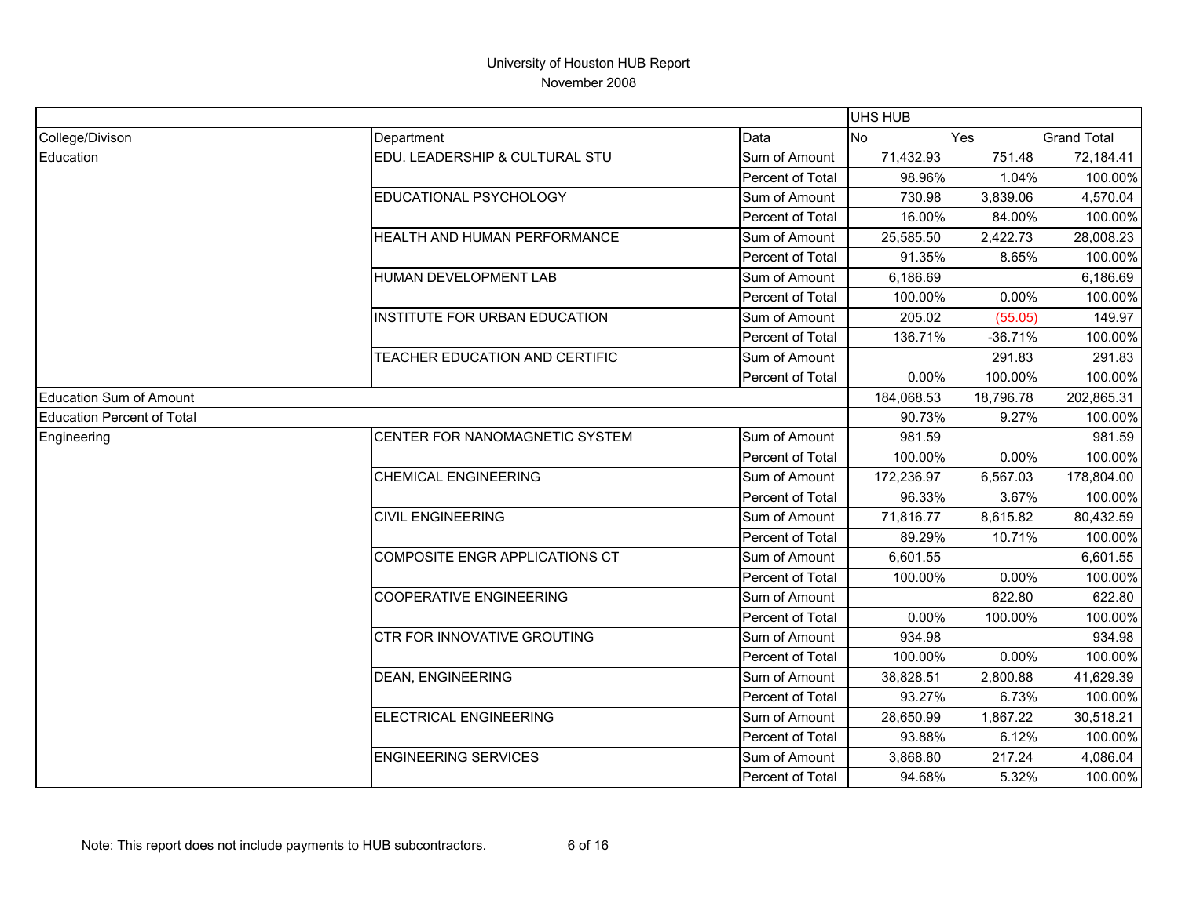# University of Houston HUB Report

November 2008

| | | | UHS HUB | | |
|---|---|---|---|---|---|
| College/Divison | Department | Data | No | Yes | Grand Total |
| Education | EDU. LEADERSHIP & CULTURAL STU | Sum of Amount | 71,432.93 | 751.48 | 72,184.41 |
| | | Percent of Total | 98.96% | 1.04% | 100.00% |
| | EDUCATIONAL PSYCHOLOGY | Sum of Amount | 730.98 | 3,839.06 | 4,570.04 |
| | | Percent of Total | 16.00% | 84.00% | 100.00% |
| | HEALTH AND HUMAN PERFORMANCE | Sum of Amount | 25,585.50 | 2,422.73 | 28,008.23 |
| | | Percent of Total | 91.35% | 8.65% | 100.00% |
| | HUMAN DEVELOPMENT LAB | Sum of Amount | 6,186.69 | | 6,186.69 |
| | | Percent of Total | 100.00% | 0.00% | 100.00% |
| | INSTITUTE FOR URBAN EDUCATION | Sum of Amount | 205.02 | (55.05) | 149.97 |
| | | Percent of Total | 136.71% | -36.71% | 100.00% |
| | TEACHER EDUCATION AND CERTIFIC | Sum of Amount | | 291.83 | 291.83 |
| | | Percent of Total | 0.00% | 100.00% | 100.00% |
| Education Sum of Amount | | | 184,068.53 | 18,796.78 | 202,865.31 |
| Education Percent of Total | | | 90.73% | 9.27% | 100.00% |
| Engineering | CENTER FOR NANOMAGNETIC SYSTEM | Sum of Amount | 981.59 | | 981.59 |
| | | Percent of Total | 100.00% | 0.00% | 100.00% |
| | CHEMICAL ENGINEERING | Sum of Amount | 172,236.97 | 6,567.03 | 178,804.00 |
| | | Percent of Total | 96.33% | 3.67% | 100.00% |
| | CIVIL ENGINEERING | Sum of Amount | 71,816.77 | 8,615.82 | 80,432.59 |
| | | Percent of Total | 89.29% | 10.71% | 100.00% |
| | COMPOSITE ENGR APPLICATIONS CT | Sum of Amount | 6,601.55 | | 6,601.55 |
| | | Percent of Total | 100.00% | 0.00% | 100.00% |
| | COOPERATIVE ENGINEERING | Sum of Amount | | 622.80 | 622.80 |
| | | Percent of Total | 0.00% | 100.00% | 100.00% |
| | CTR FOR INNOVATIVE GROUTING | Sum of Amount | 934.98 | | 934.98 |
| | | Percent of Total | 100.00% | 0.00% | 100.00% |
| | DEAN, ENGINEERING | Sum of Amount | 38,828.51 | 2,800.88 | 41,629.39 |
| | | Percent of Total | 93.27% | 6.73% | 100.00% |
| | ELECTRICAL ENGINEERING | Sum of Amount | 28,650.99 | 1,867.22 | 30,518.21 |
| | | Percent of Total | 93.88% | 6.12% | 100.00% |
| | ENGINEERING SERVICES | Sum of Amount | 3,868.80 | 217.24 | 4,086.04 |
| | | Percent of Total | 94.68% | 5.32% | 100.00% |

Note: This report does not include payments to HUB subcontractors.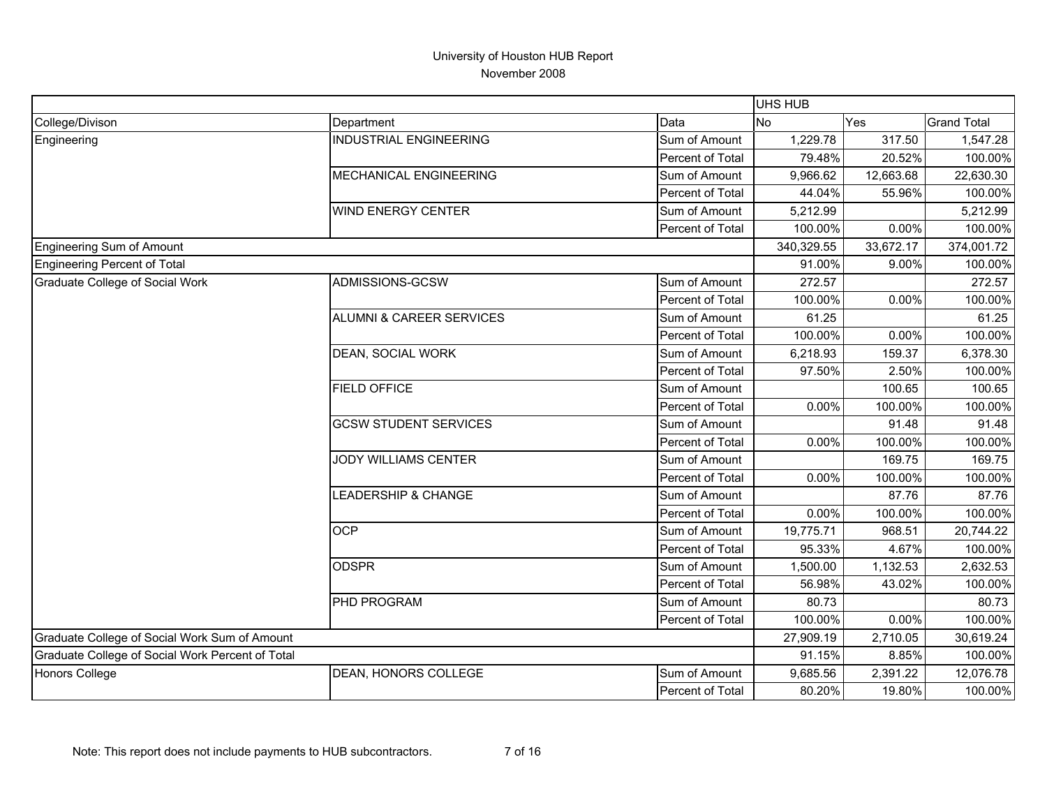# University of Houston HUB Report
November 2008

| | | | UHS HUB | | |
|---|---|---|---|---|---|
| College/Divison | Department | Data | No | Yes | Grand Total |
| Engineering | INDUSTRIAL ENGINEERING | Sum of Amount | 1,229.78 | 317.50 | 1,547.28 |
| | | Percent of Total | 79.48% | 20.52% | 100.00% |
| | MECHANICAL ENGINEERING | Sum of Amount | 9,966.62 | 12,663.68 | 22,630.30 |
| | | Percent of Total | 44.04% | 55.96% | 100.00% |
| | WIND ENERGY CENTER | Sum of Amount | 5,212.99 | | 5,212.99 |
| | | Percent of Total | 100.00% | 0.00% | 100.00% |
| Engineering Sum of Amount | | | 340,329.55 | 33,672.17 | 374,001.72 |
| Engineering Percent of Total | | | 91.00% | 9.00% | 100.00% |
| Graduate College of Social Work | ADMISSIONS-GCSW | Sum of Amount | 272.57 | | 272.57 |
| | | Percent of Total | 100.00% | 0.00% | 100.00% |
| | ALUMNI & CAREER SERVICES | Sum of Amount | 61.25 | | 61.25 |
| | | Percent of Total | 100.00% | 0.00% | 100.00% |
| | DEAN, SOCIAL WORK | Sum of Amount | 6,218.93 | 159.37 | 6,378.30 |
| | | Percent of Total | 97.50% | 2.50% | 100.00% |
| | FIELD OFFICE | Sum of Amount | | 100.65 | 100.65 |
| | | Percent of Total | 0.00% | 100.00% | 100.00% |
| | GCSW STUDENT SERVICES | Sum of Amount | | 91.48 | 91.48 |
| | | Percent of Total | 0.00% | 100.00% | 100.00% |
| | JODY WILLIAMS CENTER | Sum of Amount | | 169.75 | 169.75 |
| | | Percent of Total | 0.00% | 100.00% | 100.00% |
| | LEADERSHIP & CHANGE | Sum of Amount | | 87.76 | 87.76 |
| | | Percent of Total | 0.00% | 100.00% | 100.00% |
| | OCP | Sum of Amount | 19,775.71 | 968.51 | 20,744.22 |
| | | Percent of Total | 95.33% | 4.67% | 100.00% |
| | ODSPR | Sum of Amount | 1,500.00 | 1,132.53 | 2,632.53 |
| | | Percent of Total | 56.98% | 43.02% | 100.00% |
| | PHD PROGRAM | Sum of Amount | 80.73 | | 80.73 |
| | | Percent of Total | 100.00% | 0.00% | 100.00% |
| Graduate College of Social Work Sum of Amount | | | 27,909.19 | 2,710.05 | 30,619.24 |
| Graduate College of Social Work Percent of Total | | | 91.15% | 8.85% | 100.00% |
| Honors College | DEAN, HONORS COLLEGE | Sum of Amount | 9,685.56 | 2,391.22 | 12,076.78 |
| | | Percent of Total | 80.20% | 19.80% | 100.00% |

Note: This report does not include payments to HUB subcontractors.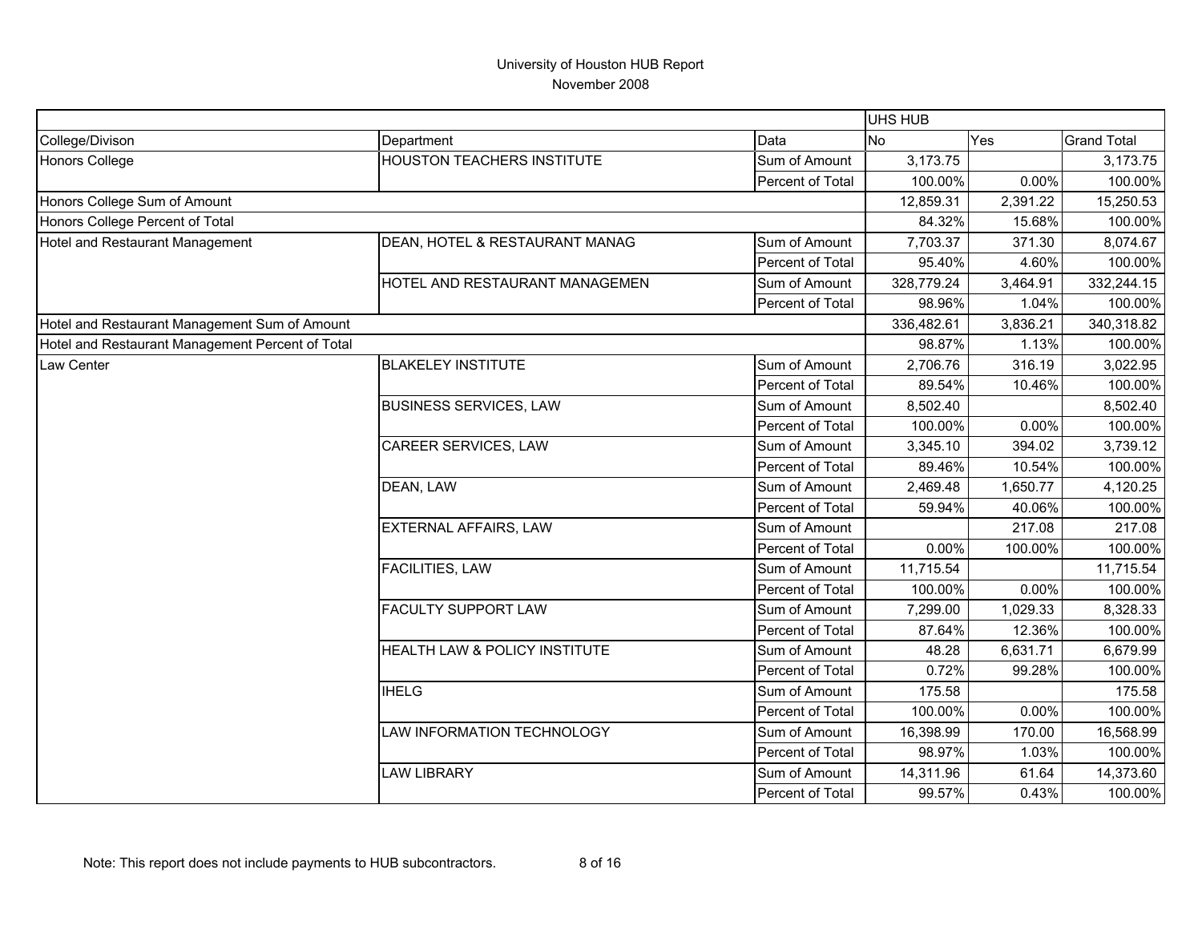# University of Houston HUB Report

November 2008

| | | | UHS HUB | | |
|---|---|---|---|---|---|
| College/Divison | Department | Data | No | Yes | Grand Total |
| Honors College | HOUSTON TEACHERS INSTITUTE | Sum of Amount | 3,173.75 | | 3,173.75 |
| | | Percent of Total | 100.00% | 0.00% | 100.00% |
| Honors College Sum of Amount | | | 12,859.31 | 2,391.22 | 15,250.53 |
| Honors College Percent of Total | | | 84.32% | 15.68% | 100.00% |
| Hotel and Restaurant Management | DEAN, HOTEL & RESTAURANT MANAG | Sum of Amount | 7,703.37 | 371.30 | 8,074.67 |
| | | Percent of Total | 95.40% | 4.60% | 100.00% |
| | HOTEL AND RESTAURANT MANAGEMEN | Sum of Amount | 328,779.24 | 3,464.91 | 332,244.15 |
| | | Percent of Total | 98.96% | 1.04% | 100.00% |
| Hotel and Restaurant Management Sum of Amount | | | 336,482.61 | 3,836.21 | 340,318.82 |
| Hotel and Restaurant Management Percent of Total | | | 98.87% | 1.13% | 100.00% |
| Law Center | BLAKELEY INSTITUTE | Sum of Amount | 2,706.76 | 316.19 | 3,022.95 |
| | | Percent of Total | 89.54% | 10.46% | 100.00% |
| | BUSINESS SERVICES, LAW | Sum of Amount | 8,502.40 | | 8,502.40 |
| | | Percent of Total | 100.00% | 0.00% | 100.00% |
| | CAREER SERVICES, LAW | Sum of Amount | 3,345.10 | 394.02 | 3,739.12 |
| | | Percent of Total | 89.46% | 10.54% | 100.00% |
| | DEAN, LAW | Sum of Amount | 2,469.48 | 1,650.77 | 4,120.25 |
| | | Percent of Total | 59.94% | 40.06% | 100.00% |
| | EXTERNAL AFFAIRS, LAW | Sum of Amount | | 217.08 | 217.08 |
| | | Percent of Total | 0.00% | 100.00% | 100.00% |
| | FACILITIES, LAW | Sum of Amount | 11,715.54 | | 11,715.54 |
| | | Percent of Total | 100.00% | 0.00% | 100.00% |
| | FACULTY SUPPORT LAW | Sum of Amount | 7,299.00 | 1,029.33 | 8,328.33 |
| | | Percent of Total | 87.64% | 12.36% | 100.00% |
| | HEALTH LAW & POLICY INSTITUTE | Sum of Amount | 48.28 | 6,631.71 | 6,679.99 |
| | | Percent of Total | 0.72% | 99.28% | 100.00% |
| | IHELG | Sum of Amount | 175.58 | | 175.58 |
| | | Percent of Total | 100.00% | 0.00% | 100.00% |
| | LAW INFORMATION TECHNOLOGY | Sum of Amount | 16,398.99 | 170.00 | 16,568.99 |
| | | Percent of Total | 98.97% | 1.03% | 100.00% |
| | LAW LIBRARY | Sum of Amount | 14,311.96 | 61.64 | 14,373.60 |
| | | Percent of Total | 99.57% | 0.43% | 100.00% |

Note: This report does not include payments to HUB subcontractors.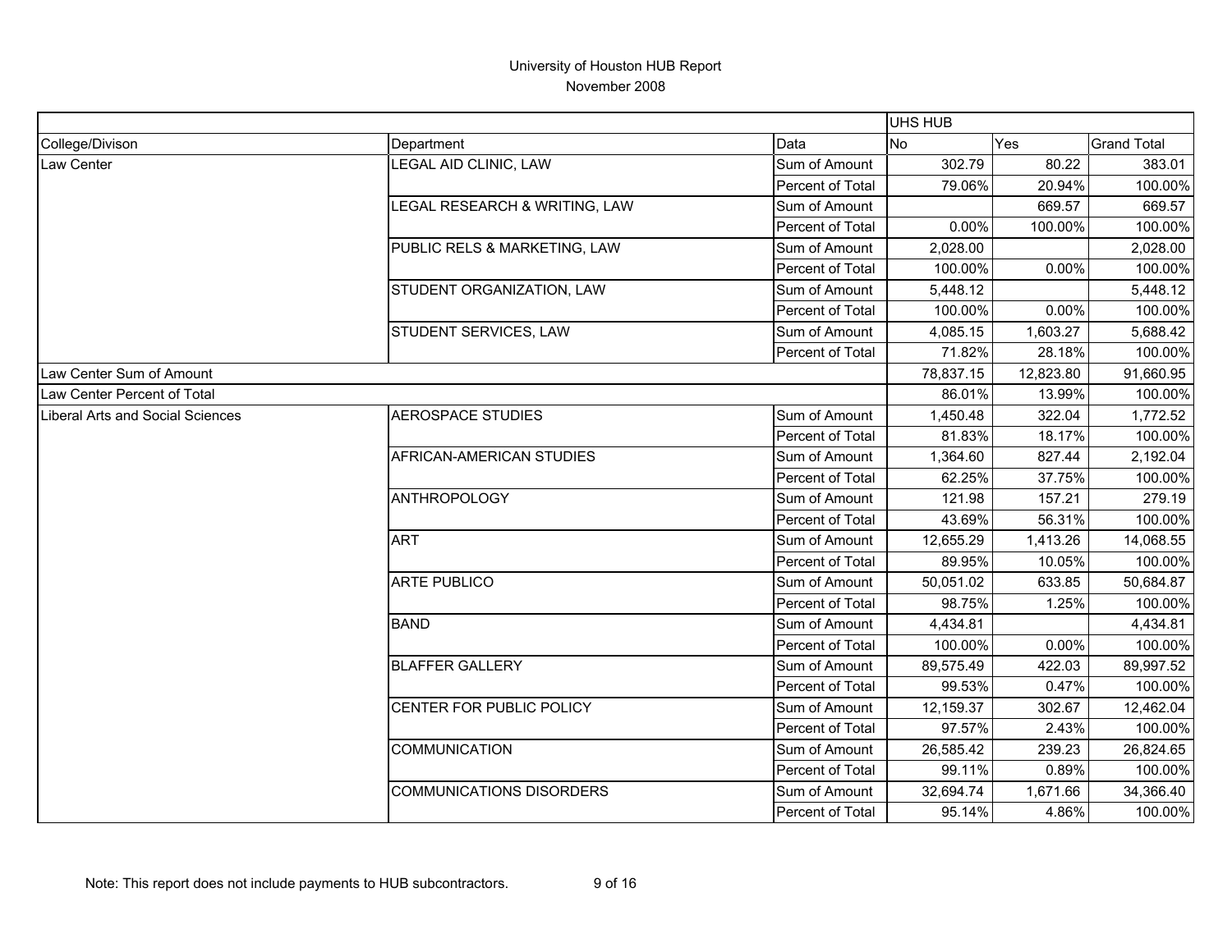# University of Houston HUB Report

November 2008

| | | | UHS HUB | | |
|---|---|---|---|---|---|
| College/Divison | Department | Data | No | Yes | Grand Total |
| Law Center | LEGAL AID CLINIC, LAW | Sum of Amount | 302.79 | 80.22 | 383.01 |
| | | Percent of Total | 79.06% | 20.94% | 100.00% |
| | LEGAL RESEARCH & WRITING, LAW | Sum of Amount | | 669.57 | 669.57 |
| | | Percent of Total | 0.00% | 100.00% | 100.00% |
| | PUBLIC RELS & MARKETING, LAW | Sum of Amount | 2,028.00 | | 2,028.00 |
| | | Percent of Total | 100.00% | 0.00% | 100.00% |
| | STUDENT ORGANIZATION, LAW | Sum of Amount | 5,448.12 | | 5,448.12 |
| | | Percent of Total | 100.00% | 0.00% | 100.00% |
| | STUDENT SERVICES, LAW | Sum of Amount | 4,085.15 | 1,603.27 | 5,688.42 |
| | | Percent of Total | 71.82% | 28.18% | 100.00% |
| Law Center Sum of Amount | | | 78,837.15 | 12,823.80 | 91,660.95 |
| Law Center Percent of Total | | | 86.01% | 13.99% | 100.00% |
| Liberal Arts and Social Sciences | AEROSPACE STUDIES | Sum of Amount | 1,450.48 | 322.04 | 1,772.52 |
| | | Percent of Total | 81.83% | 18.17% | 100.00% |
| | AFRICAN-AMERICAN STUDIES | Sum of Amount | 1,364.60 | 827.44 | 2,192.04 |
| | | Percent of Total | 62.25% | 37.75% | 100.00% |
| | ANTHROPOLOGY | Sum of Amount | 121.98 | 157.21 | 279.19 |
| | | Percent of Total | 43.69% | 56.31% | 100.00% |
| | ART | Sum of Amount | 12,655.29 | 1,413.26 | 14,068.55 |
| | | Percent of Total | 89.95% | 10.05% | 100.00% |
| | ARTE PUBLICO | Sum of Amount | 50,051.02 | 633.85 | 50,684.87 |
| | | Percent of Total | 98.75% | 1.25% | 100.00% |
| | BAND | Sum of Amount | 4,434.81 | | 4,434.81 |
| | | Percent of Total | 100.00% | 0.00% | 100.00% |
| | BLAFFER GALLERY | Sum of Amount | 89,575.49 | 422.03 | 89,997.52 |
| | | Percent of Total | 99.53% | 0.47% | 100.00% |
| | CENTER FOR PUBLIC POLICY | Sum of Amount | 12,159.37 | 302.67 | 12,462.04 |
| | | Percent of Total | 97.57% | 2.43% | 100.00% |
| | COMMUNICATION | Sum of Amount | 26,585.42 | 239.23 | 26,824.65 |
| | | Percent of Total | 99.11% | 0.89% | 100.00% |
| | COMMUNICATIONS DISORDERS | Sum of Amount | 32,694.74 | 1,671.66 | 34,366.40 |
| | | Percent of Total | 95.14% | 4.86% | 100.00% |

Note: This report does not include payments to HUB subcontractors.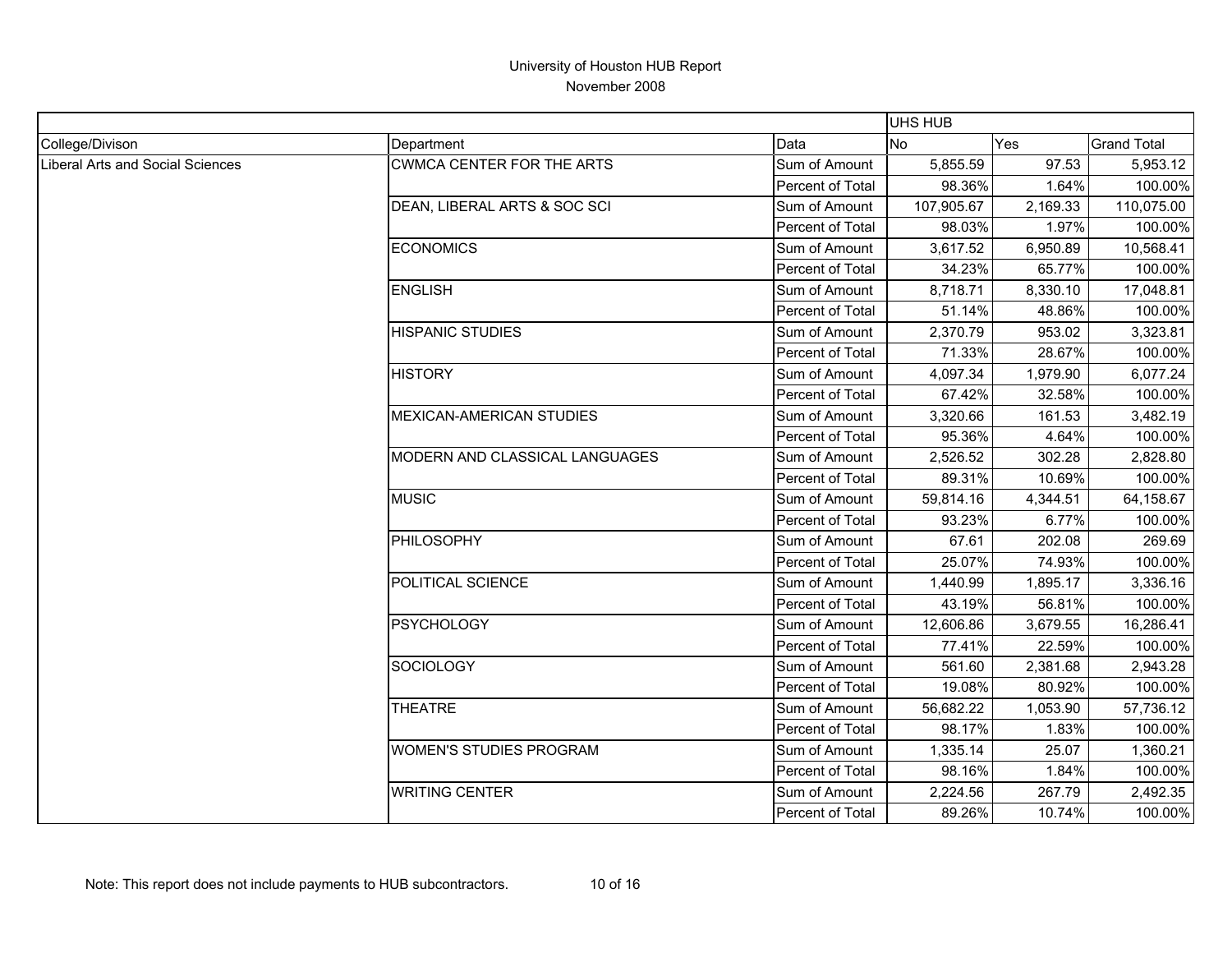# University of Houston HUB Report

November 2008

| | | | UHS HUB | | |
|---|---|---|---|---|---|
| College/Divison | Department | Data | No | Yes | Grand Total |
| Liberal Arts and Social Sciences | CWMCA CENTER FOR THE ARTS | Sum of Amount | 5,855.59 | 97.53 | 5,953.12 |
| | | Percent of Total | 98.36% | 1.64% | 100.00% |
| | DEAN, LIBERAL ARTS & SOC SCI | Sum of Amount | 107,905.67 | 2,169.33 | 110,075.00 |
| | | Percent of Total | 98.03% | 1.97% | 100.00% |
| | ECONOMICS | Sum of Amount | 3,617.52 | 6,950.89 | 10,568.41 |
| | | Percent of Total | 34.23% | 65.77% | 100.00% |
| | ENGLISH | Sum of Amount | 8,718.71 | 8,330.10 | 17,048.81 |
| | | Percent of Total | 51.14% | 48.86% | 100.00% |
| | HISPANIC STUDIES | Sum of Amount | 2,370.79 | 953.02 | 3,323.81 |
| | | Percent of Total | 71.33% | 28.67% | 100.00% |
| | HISTORY | Sum of Amount | 4,097.34 | 1,979.90 | 6,077.24 |
| | | Percent of Total | 67.42% | 32.58% | 100.00% |
| | MEXICAN-AMERICAN STUDIES | Sum of Amount | 3,320.66 | 161.53 | 3,482.19 |
| | | Percent of Total | 95.36% | 4.64% | 100.00% |
| | MODERN AND CLASSICAL LANGUAGES | Sum of Amount | 2,526.52 | 302.28 | 2,828.80 |
| | | Percent of Total | 89.31% | 10.69% | 100.00% |
| | MUSIC | Sum of Amount | 59,814.16 | 4,344.51 | 64,158.67 |
| | | Percent of Total | 93.23% | 6.77% | 100.00% |
| | PHILOSOPHY | Sum of Amount | 67.61 | 202.08 | 269.69 |
| | | Percent of Total | 25.07% | 74.93% | 100.00% |
| | POLITICAL SCIENCE | Sum of Amount | 1,440.99 | 1,895.17 | 3,336.16 |
| | | Percent of Total | 43.19% | 56.81% | 100.00% |
| | PSYCHOLOGY | Sum of Amount | 12,606.86 | 3,679.55 | 16,286.41 |
| | | Percent of Total | 77.41% | 22.59% | 100.00% |
| | SOCIOLOGY | Sum of Amount | 561.60 | 2,381.68 | 2,943.28 |
| | | Percent of Total | 19.08% | 80.92% | 100.00% |
| | THEATRE | Sum of Amount | 56,682.22 | 1,053.90 | 57,736.12 |
| | | Percent of Total | 98.17% | 1.83% | 100.00% |
| | WOMEN'S STUDIES PROGRAM | Sum of Amount | 1,335.14 | 25.07 | 1,360.21 |
| | | Percent of Total | 98.16% | 1.84% | 100.00% |
| | WRITING CENTER | Sum of Amount | 2,224.56 | 267.79 | 2,492.35 |
| | | Percent of Total | 89.26% | 10.74% | 100.00% |

Note: This report does not include payments to HUB subcontractors.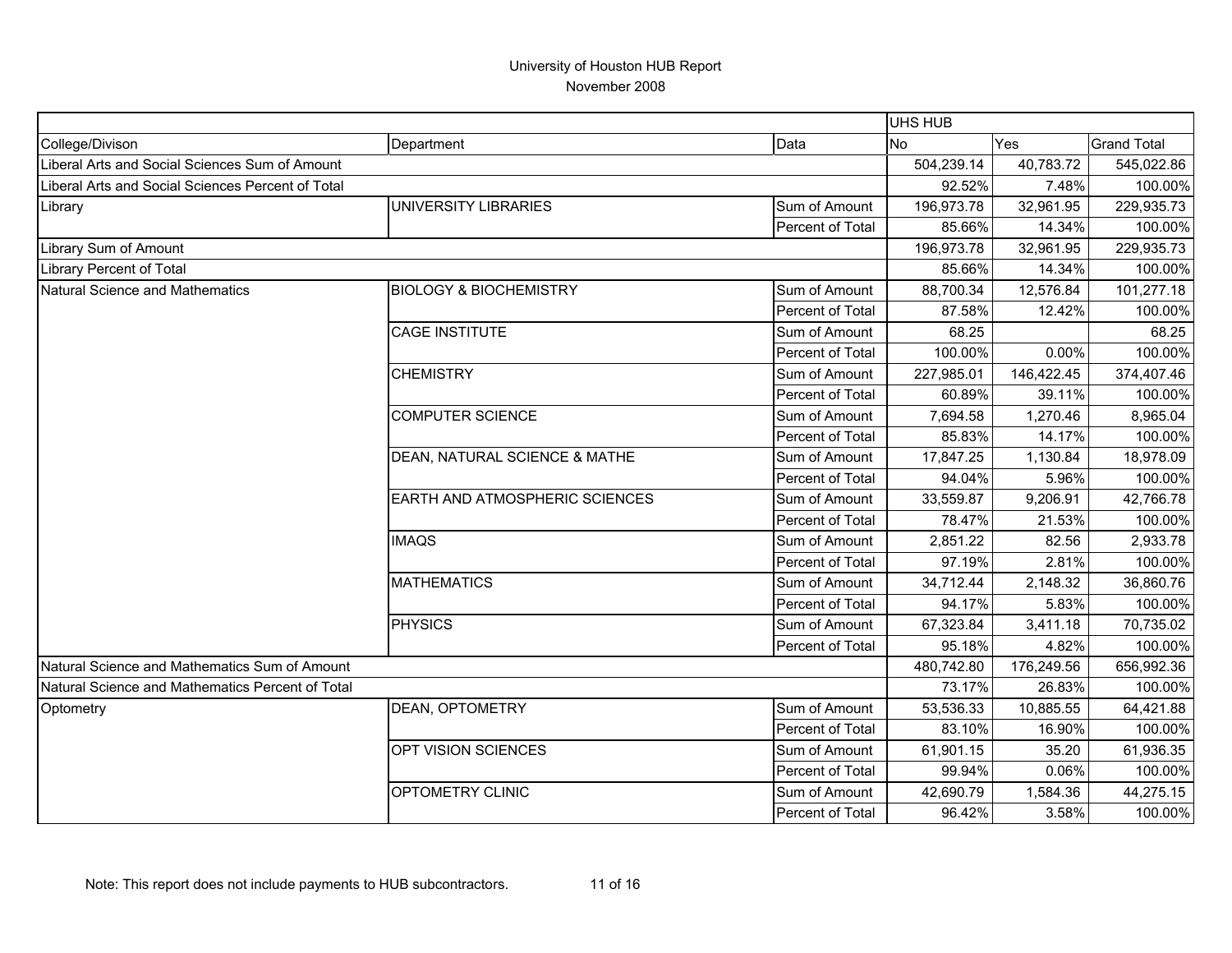# University of Houston HUB Report

November 2008

| | | | UHS HUB | | |
|---|---|---|---|---|---|
| College/Divison | Department | Data | No | Yes | Grand Total |
| Liberal Arts and Social Sciences Sum of Amount | | | 504,239.14 | 40,783.72 | 545,022.86 |
| Liberal Arts and Social Sciences Percent of Total | | | 92.52% | 7.48% | 100.00% |
| Library | UNIVERSITY LIBRARIES | Sum of Amount | 196,973.78 | 32,961.95 | 229,935.73 |
| | | Percent of Total | 85.66% | 14.34% | 100.00% |
| Library Sum of Amount | | | 196,973.78 | 32,961.95 | 229,935.73 |
| Library Percent of Total | | | 85.66% | 14.34% | 100.00% |
| Natural Science and Mathematics | BIOLOGY & BIOCHEMISTRY | Sum of Amount | 88,700.34 | 12,576.84 | 101,277.18 |
| | | Percent of Total | 87.58% | 12.42% | 100.00% |
| | CAGE INSTITUTE | Sum of Amount | 68.25 | | 68.25 |
| | | Percent of Total | 100.00% | 0.00% | 100.00% |
| | CHEMISTRY | Sum of Amount | 227,985.01 | 146,422.45 | 374,407.46 |
| | | Percent of Total | 60.89% | 39.11% | 100.00% |
| | COMPUTER SCIENCE | Sum of Amount | 7,694.58 | 1,270.46 | 8,965.04 |
| | | Percent of Total | 85.83% | 14.17% | 100.00% |
| | DEAN, NATURAL SCIENCE & MATHE | Sum of Amount | 17,847.25 | 1,130.84 | 18,978.09 |
| | | Percent of Total | 94.04% | 5.96% | 100.00% |
| | EARTH AND ATMOSPHERIC SCIENCES | Sum of Amount | 33,559.87 | 9,206.91 | 42,766.78 |
| | | Percent of Total | 78.47% | 21.53% | 100.00% |
| | IMAQS | Sum of Amount | 2,851.22 | 82.56 | 2,933.78 |
| | | Percent of Total | 97.19% | 2.81% | 100.00% |
| | MATHEMATICS | Sum of Amount | 34,712.44 | 2,148.32 | 36,860.76 |
| | | Percent of Total | 94.17% | 5.83% | 100.00% |
| | PHYSICS | Sum of Amount | 67,323.84 | 3,411.18 | 70,735.02 |
| | | Percent of Total | 95.18% | 4.82% | 100.00% |
| Natural Science and Mathematics Sum of Amount | | | 480,742.80 | 176,249.56 | 656,992.36 |
| Natural Science and Mathematics Percent of Total | | | 73.17% | 26.83% | 100.00% |
| Optometry | DEAN, OPTOMETRY | Sum of Amount | 53,536.33 | 10,885.55 | 64,421.88 |
| | | Percent of Total | 83.10% | 16.90% | 100.00% |
| | OPT VISION SCIENCES | Sum of Amount | 61,901.15 | 35.20 | 61,936.35 |
| | | Percent of Total | 99.94% | 0.06% | 100.00% |
| | OPTOMETRY CLINIC | Sum of Amount | 42,690.79 | 1,584.36 | 44,275.15 |
| | | Percent of Total | 96.42% | 3.58% | 100.00% |

Note: This report does not include payments to HUB subcontractors.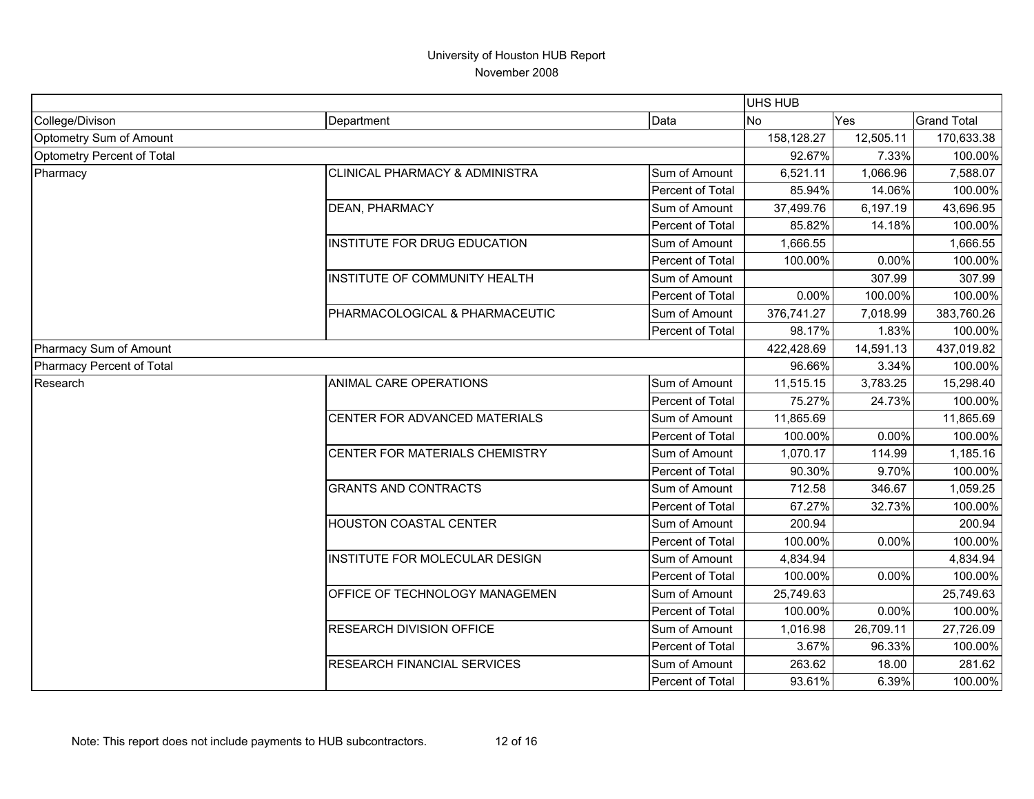# University of Houston HUB Report

November 2008

| | | | UHS HUB | | |
|---|---|---|---|---|---|
| College/Divison | Department | Data | No | Yes | Grand Total |
| Optometry Sum of Amount | | | 158,128.27 | 12,505.11 | 170,633.38 |
| Optometry Percent of Total | | | 92.67% | 7.33% | 100.00% |
| Pharmacy | CLINICAL PHARMACY & ADMINISTRA | Sum of Amount | 6,521.11 | 1,066.96 | 7,588.07 |
| | | Percent of Total | 85.94% | 14.06% | 100.00% |
| | DEAN, PHARMACY | Sum of Amount | 37,499.76 | 6,197.19 | 43,696.95 |
| | | Percent of Total | 85.82% | 14.18% | 100.00% |
| | INSTITUTE FOR DRUG EDUCATION | Sum of Amount | 1,666.55 | | 1,666.55 |
| | | Percent of Total | 100.00% | 0.00% | 100.00% |
| | INSTITUTE OF COMMUNITY HEALTH | Sum of Amount | | 307.99 | 307.99 |
| | | Percent of Total | 0.00% | 100.00% | 100.00% |
| | PHARMACOLOGICAL & PHARMACEUTIC | Sum of Amount | 376,741.27 | 7,018.99 | 383,760.26 |
| | | Percent of Total | 98.17% | 1.83% | 100.00% |
| Pharmacy Sum of Amount | | | 422,428.69 | 14,591.13 | 437,019.82 |
| Pharmacy Percent of Total | | | 96.66% | 3.34% | 100.00% |
| Research | ANIMAL CARE OPERATIONS | Sum of Amount | 11,515.15 | 3,783.25 | 15,298.40 |
| | | Percent of Total | 75.27% | 24.73% | 100.00% |
| | CENTER FOR ADVANCED MATERIALS | Sum of Amount | 11,865.69 | | 11,865.69 |
| | | Percent of Total | 100.00% | 0.00% | 100.00% |
| | CENTER FOR MATERIALS CHEMISTRY | Sum of Amount | 1,070.17 | 114.99 | 1,185.16 |
| | | Percent of Total | 90.30% | 9.70% | 100.00% |
| | GRANTS AND CONTRACTS | Sum of Amount | 712.58 | 346.67 | 1,059.25 |
| | | Percent of Total | 67.27% | 32.73% | 100.00% |
| | HOUSTON COASTAL CENTER | Sum of Amount | 200.94 | | 200.94 |
| | | Percent of Total | 100.00% | 0.00% | 100.00% |
| | INSTITUTE FOR MOLECULAR DESIGN | Sum of Amount | 4,834.94 | | 4,834.94 |
| | | Percent of Total | 100.00% | 0.00% | 100.00% |
| | OFFICE OF TECHNOLOGY MANAGEMEN | Sum of Amount | 25,749.63 | | 25,749.63 |
| | | Percent of Total | 100.00% | 0.00% | 100.00% |
| | RESEARCH DIVISION OFFICE | Sum of Amount | 1,016.98 | 26,709.11 | 27,726.09 |
| | | Percent of Total | 3.67% | 96.33% | 100.00% |
| | RESEARCH FINANCIAL SERVICES | Sum of Amount | 263.62 | 18.00 | 281.62 |
| | | Percent of Total | 93.61% | 6.39% | 100.00% |

Note: This report does not include payments to HUB subcontractors.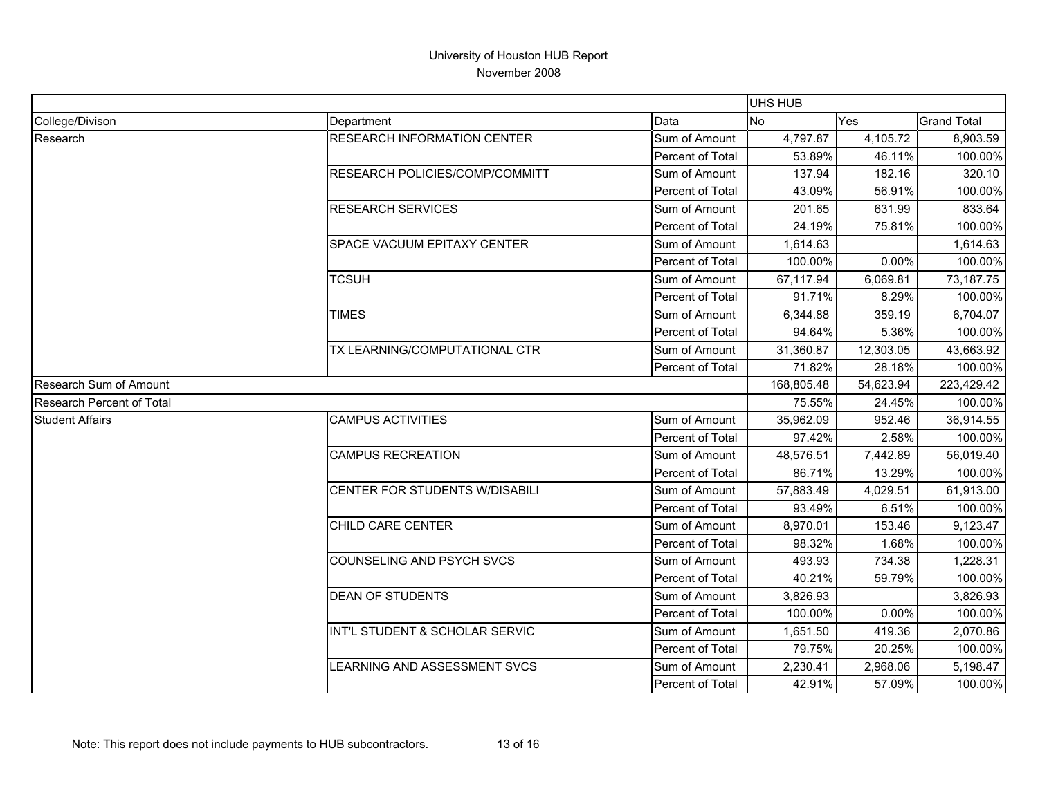# University of Houston HUB Report

November 2008

| | | | UHS HUB | | |
|---|---|---|---|---|---|
| College/Divison | Department | Data | No | Yes | Grand Total |
| Research | RESEARCH INFORMATION CENTER | Sum of Amount | 4,797.87 | 4,105.72 | 8,903.59 |
| | | Percent of Total | 53.89% | 46.11% | 100.00% |
| | RESEARCH POLICIES/COMP/COMMITT | Sum of Amount | 137.94 | 182.16 | 320.10 |
| | | Percent of Total | 43.09% | 56.91% | 100.00% |
| | RESEARCH SERVICES | Sum of Amount | 201.65 | 631.99 | 833.64 |
| | | Percent of Total | 24.19% | 75.81% | 100.00% |
| | SPACE VACUUM EPITAXY CENTER | Sum of Amount | 1,614.63 | | 1,614.63 |
| | | Percent of Total | 100.00% | 0.00% | 100.00% |
| | TCSUH | Sum of Amount | 67,117.94 | 6,069.81 | 73,187.75 |
| | | Percent of Total | 91.71% | 8.29% | 100.00% |
| | TIMES | Sum of Amount | 6,344.88 | 359.19 | 6,704.07 |
| | | Percent of Total | 94.64% | 5.36% | 100.00% |
| | TX LEARNING/COMPUTATIONAL CTR | Sum of Amount | 31,360.87 | 12,303.05 | 43,663.92 |
| | | Percent of Total | 71.82% | 28.18% | 100.00% |
| Research Sum of Amount | | | 168,805.48 | 54,623.94 | 223,429.42 |
| Research Percent of Total | | | 75.55% | 24.45% | 100.00% |
| Student Affairs | CAMPUS ACTIVITIES | Sum of Amount | 35,962.09 | 952.46 | 36,914.55 |
| | | Percent of Total | 97.42% | 2.58% | 100.00% |
| | CAMPUS RECREATION | Sum of Amount | 48,576.51 | 7,442.89 | 56,019.40 |
| | | Percent of Total | 86.71% | 13.29% | 100.00% |
| | CENTER FOR STUDENTS W/DISABILI | Sum of Amount | 57,883.49 | 4,029.51 | 61,913.00 |
| | | Percent of Total | 93.49% | 6.51% | 100.00% |
| | CHILD CARE CENTER | Sum of Amount | 8,970.01 | 153.46 | 9,123.47 |
| | | Percent of Total | 98.32% | 1.68% | 100.00% |
| | COUNSELING AND PSYCH SVCS | Sum of Amount | 493.93 | 734.38 | 1,228.31 |
| | | Percent of Total | 40.21% | 59.79% | 100.00% |
| | DEAN OF STUDENTS | Sum of Amount | 3,826.93 | | 3,826.93 |
| | | Percent of Total | 100.00% | 0.00% | 100.00% |
| | INT'L STUDENT & SCHOLAR SERVIC | Sum of Amount | 1,651.50 | 419.36 | 2,070.86 |
| | | Percent of Total | 79.75% | 20.25% | 100.00% |
| | LEARNING AND ASSESSMENT SVCS | Sum of Amount | 2,230.41 | 2,968.06 | 5,198.47 |
| | | Percent of Total | 42.91% | 57.09% | 100.00% |

Note: This report does not include payments to HUB subcontractors.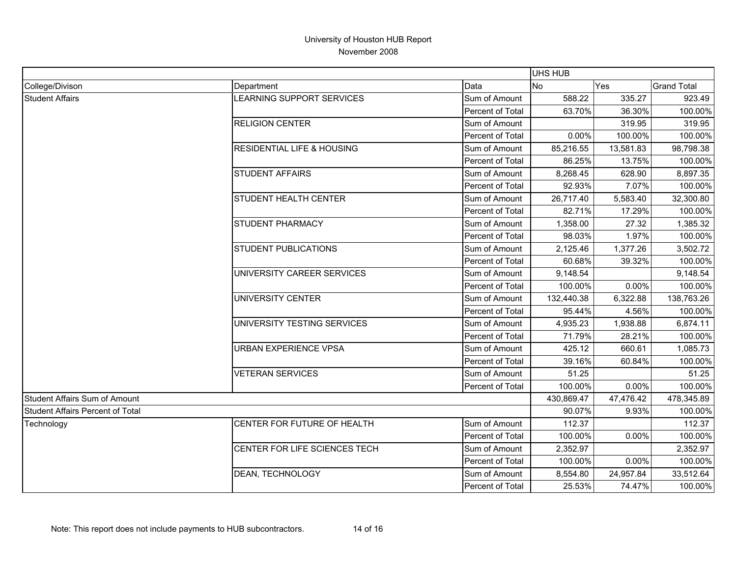# University of Houston HUB Report

November 2008

| | | | UHS HUB | | |
|---|---|---|---|---|---|
| College/Divison | Department | Data | No | Yes | Grand Total |
| Student Affairs | LEARNING SUPPORT SERVICES | Sum of Amount | 588.22 | 335.27 | 923.49 |
| | | Percent of Total | 63.70% | 36.30% | 100.00% |
| | RELIGION CENTER | Sum of Amount | | 319.95 | 319.95 |
| | | Percent of Total | 0.00% | 100.00% | 100.00% |
| | RESIDENTIAL LIFE & HOUSING | Sum of Amount | 85,216.55 | 13,581.83 | 98,798.38 |
| | | Percent of Total | 86.25% | 13.75% | 100.00% |
| | STUDENT AFFAIRS | Sum of Amount | 8,268.45 | 628.90 | 8,897.35 |
| | | Percent of Total | 92.93% | 7.07% | 100.00% |
| | STUDENT HEALTH CENTER | Sum of Amount | 26,717.40 | 5,583.40 | 32,300.80 |
| | | Percent of Total | 82.71% | 17.29% | 100.00% |
| | STUDENT PHARMACY | Sum of Amount | 1,358.00 | 27.32 | 1,385.32 |
| | | Percent of Total | 98.03% | 1.97% | 100.00% |
| | STUDENT PUBLICATIONS | Sum of Amount | 2,125.46 | 1,377.26 | 3,502.72 |
| | | Percent of Total | 60.68% | 39.32% | 100.00% |
| | UNIVERSITY CAREER SERVICES | Sum of Amount | 9,148.54 | | 9,148.54 |
| | | Percent of Total | 100.00% | 0.00% | 100.00% |
| | UNIVERSITY CENTER | Sum of Amount | 132,440.38 | 6,322.88 | 138,763.26 |
| | | Percent of Total | 95.44% | 4.56% | 100.00% |
| | UNIVERSITY TESTING SERVICES | Sum of Amount | 4,935.23 | 1,938.88 | 6,874.11 |
| | | Percent of Total | 71.79% | 28.21% | 100.00% |
| | URBAN EXPERIENCE VPSA | Sum of Amount | 425.12 | 660.61 | 1,085.73 |
| | | Percent of Total | 39.16% | 60.84% | 100.00% |
| | VETERAN SERVICES | Sum of Amount | 51.25 | | 51.25 |
| | | Percent of Total | 100.00% | 0.00% | 100.00% |
| Student Affairs Sum of Amount | | | 430,869.47 | 47,476.42 | 478,345.89 |
| Student Affairs Percent of Total | | | 90.07% | 9.93% | 100.00% |
| Technology | CENTER FOR FUTURE OF HEALTH | Sum of Amount | 112.37 | | 112.37 |
| | | Percent of Total | 100.00% | 0.00% | 100.00% |
| | CENTER FOR LIFE SCIENCES TECH | Sum of Amount | 2,352.97 | | 2,352.97 |
| | | Percent of Total | 100.00% | 0.00% | 100.00% |
| | DEAN, TECHNOLOGY | Sum of Amount | 8,554.80 | 24,957.84 | 33,512.64 |
| | | Percent of Total | 25.53% | 74.47% | 100.00% |

Note: This report does not include payments to HUB subcontractors.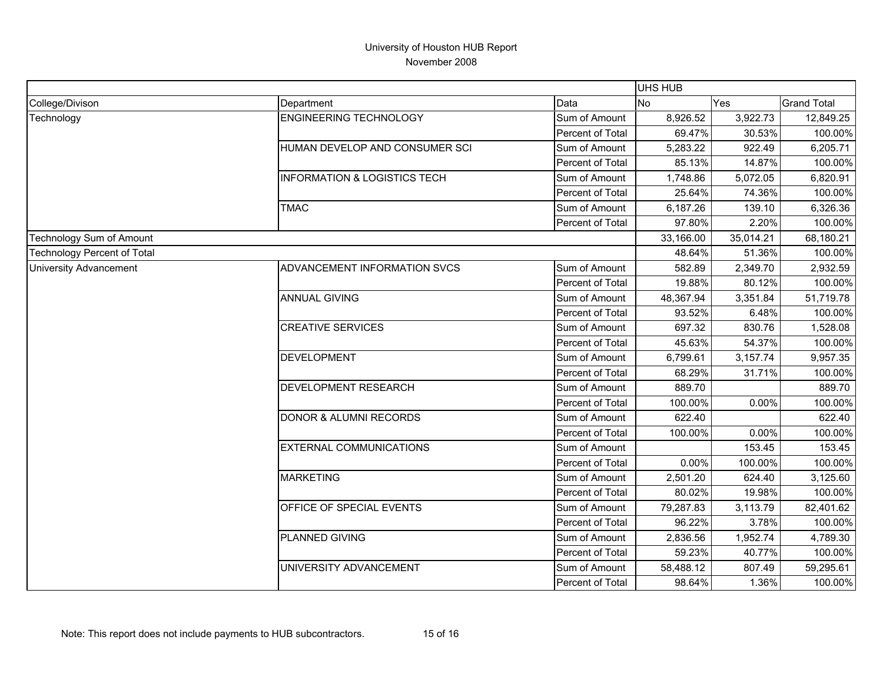University of Houston HUB Report
November 2008

| | | | UHS HUB | | |
|---|---|---|---|---|---|
| College/Divison | Department | Data | No | Yes | Grand Total |
| Technology | ENGINEERING TECHNOLOGY | Sum of Amount | 8,926.52 | 3,922.73 | 12,849.25 |
| | | Percent of Total | 69.47% | 30.53% | 100.00% |
| | HUMAN DEVELOP AND CONSUMER SCI | Sum of Amount | 5,283.22 | 922.49 | 6,205.71 |
| | | Percent of Total | 85.13% | 14.87% | 100.00% |
| | INFORMATION & LOGISTICS TECH | Sum of Amount | 1,748.86 | 5,072.05 | 6,820.91 |
| | | Percent of Total | 25.64% | 74.36% | 100.00% |
| | TMAC | Sum of Amount | 6,187.26 | 139.10 | 6,326.36 |
| | | Percent of Total | 97.80% | 2.20% | 100.00% |
| Technology Sum of Amount | | | 33,166.00 | 35,014.21 | 68,180.21 |
| Technology Percent of Total | | | 48.64% | 51.36% | 100.00% |
| University Advancement | ADVANCEMENT INFORMATION SVCS | Sum of Amount | 582.89 | 2,349.70 | 2,932.59 |
| | | Percent of Total | 19.88% | 80.12% | 100.00% |
| | ANNUAL GIVING | Sum of Amount | 48,367.94 | 3,351.84 | 51,719.78 |
| | | Percent of Total | 93.52% | 6.48% | 100.00% |
| | CREATIVE SERVICES | Sum of Amount | 697.32 | 830.76 | 1,528.08 |
| | | Percent of Total | 45.63% | 54.37% | 100.00% |
| | DEVELOPMENT | Sum of Amount | 6,799.61 | 3,157.74 | 9,957.35 |
| | | Percent of Total | 68.29% | 31.71% | 100.00% |
| | DEVELOPMENT RESEARCH | Sum of Amount | 889.70 | | 889.70 |
| | | Percent of Total | 100.00% | 0.00% | 100.00% |
| | DONOR & ALUMNI RECORDS | Sum of Amount | 622.40 | | 622.40 |
| | | Percent of Total | 100.00% | 0.00% | 100.00% |
| | EXTERNAL COMMUNICATIONS | Sum of Amount | | 153.45 | 153.45 |
| | | Percent of Total | 0.00% | 100.00% | 100.00% |
| | MARKETING | Sum of Amount | 2,501.20 | 624.40 | 3,125.60 |
| | | Percent of Total | 80.02% | 19.98% | 100.00% |
| | OFFICE OF SPECIAL EVENTS | Sum of Amount | 79,287.83 | 3,113.79 | 82,401.62 |
| | | Percent of Total | 96.22% | 3.78% | 100.00% |
| | PLANNED GIVING | Sum of Amount | 2,836.56 | 1,952.74 | 4,789.30 |
| | | Percent of Total | 59.23% | 40.77% | 100.00% |
| | UNIVERSITY ADVANCEMENT | Sum of Amount | 58,488.12 | 807.49 | 59,295.61 |
| | | Percent of Total | 98.64% | 1.36% | 100.00% |

Note: This report does not include payments to HUB subcontractors.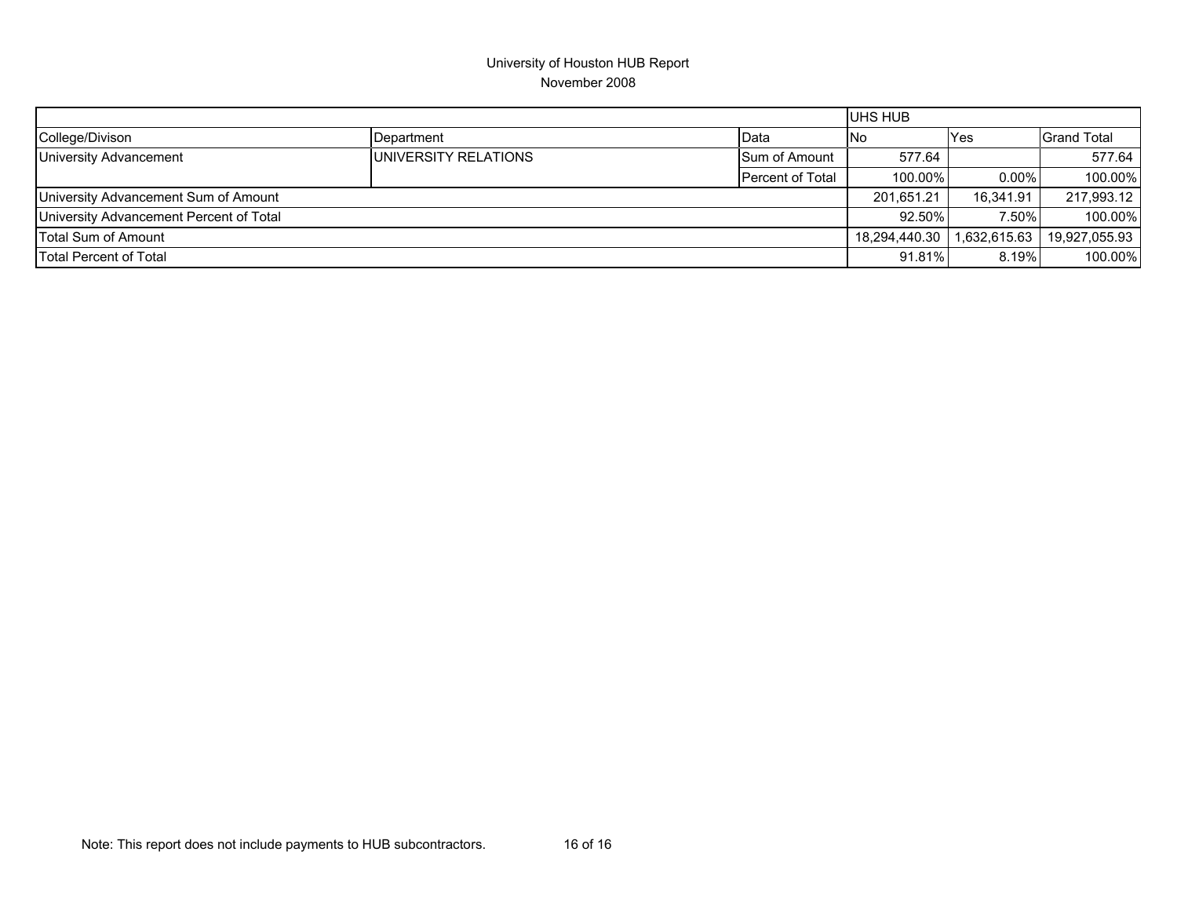University of Houston HUB Report

November 2008

| | | | UHS HUB | | |
|---|---|---|---|---|---|
| College/Divison | Department | Data | No | Yes | Grand Total |
| University Advancement | UNIVERSITY RELATIONS | Sum of Amount | 577.64 | | 577.64 |
| | | Percent of Total | 100.00% | 0.00% | 100.00% |
| University Advancement Sum of Amount | | | 201,651.21 | 16,341.91 | 217,993.12 |
| University Advancement Percent of Total | | | 92.50% | 7.50% | 100.00% |
| Total Sum of Amount | | | 18,294,440.30 | 1,632,615.63 | 19,927,055.93 |
| Total Percent of Total | | | 91.81% | 8.19% | 100.00% |

Note: This report does not include payments to HUB subcontractors.